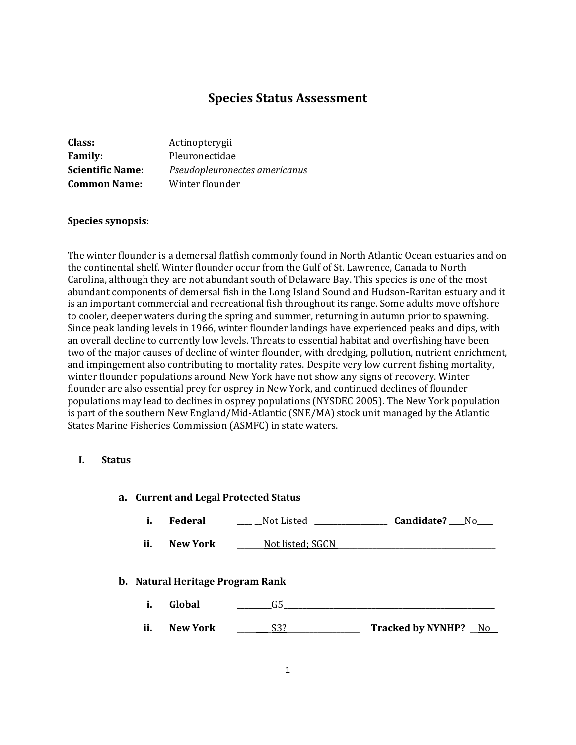# Species Status Assessment

**Class:** Actinopterygii
**Family:** Pleuronectidae
**Scientific Name:** *Pseudopleuronectes americanus*
**Common Name:** Winter flounder

**Species synopsis**:

The winter flounder is a demersal flatfish commonly found in North Atlantic Ocean estuaries and on the continental shelf. Winter flounder occur from the Gulf of St. Lawrence, Canada to North Carolina, although they are not abundant south of Delaware Bay. This species is one of the most abundant components of demersal fish in the Long Island Sound and Hudson-Raritan estuary and it is an important commercial and recreational fish throughout its range. Some adults move offshore to cooler, deeper waters during the spring and summer, returning in autumn prior to spawning. Since peak landing levels in 1966, winter flounder landings have experienced peaks and dips, with an overall decline to currently low levels. Threats to essential habitat and overfishing have been two of the major causes of decline of winter flounder, with dredging, pollution, nutrient enrichment, and impingement also contributing to mortality rates. Despite very low current fishing mortality, winter flounder populations around New York have not show any signs of recovery. Winter flounder are also essential prey for osprey in New York, and continued declines of flounder populations may lead to declines in osprey populations (NYSDEC 2005). The New York population is part of the southern New England/Mid-Atlantic (SNE/MA) stock unit managed by the Atlantic States Marine Fisheries Commission (ASMFC) in state waters.

## I. Status

### a. Current and Legal Protected Status

i. **Federal** \_\_\_\_ \_\_Not Listed \_\_\_\_\_\_\_\_\_\_\_\_\_\_\_\_\_\_\_ **Candidate?** \_\_\_\_No\_\_\_\_

ii. **New York** \_\_\_\_\_\_\_Not listed; SGCN \_\_\_\_\_\_\_\_\_\_\_\_\_\_\_\_\_\_\_\_\_\_\_\_\_\_\_\_\_\_\_\_\_\_\_\_\_\_\_\_

### b. Natural Heritage Program Rank

i. **Global** \_\_\_\_\_\_\_\_\_\_G5\_\_\_\_\_\_\_\_\_\_\_\_\_\_\_\_\_\_\_\_\_\_\_\_\_\_\_\_\_\_\_\_\_\_\_\_\_\_\_\_\_\_\_\_\_\_\_\_\_\_\_\_\_\_\_\_\_\_\_

ii. **New York** \_\_\_\_\_\_\_\_\_S3?\_\_\_\_\_\_\_\_\_\_\_\_\_\_\_\_\_\_\_ **Tracked by NYNHP?** \_\_No\_\_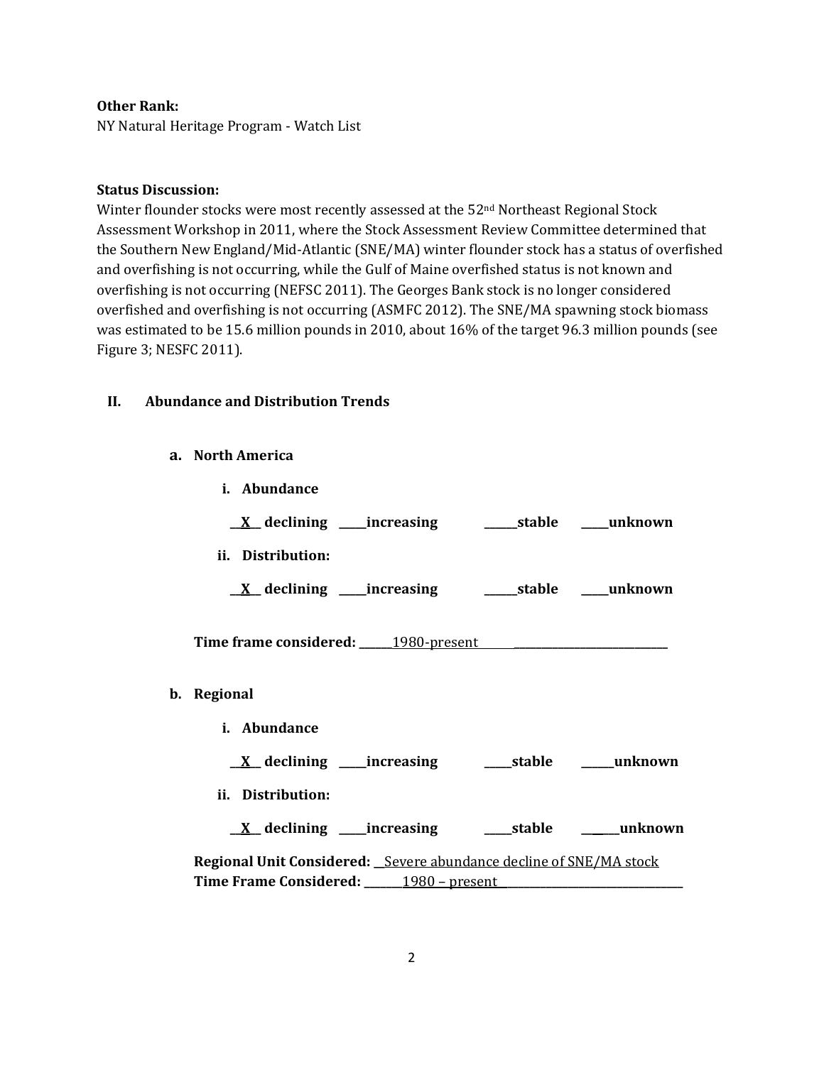**Other Rank:**
NY Natural Heritage Program - Watch List

**Status Discussion:**
Winter flounder stocks were most recently assessed at the 52nd Northeast Regional Stock Assessment Workshop in 2011, where the Stock Assessment Review Committee determined that the Southern New England/Mid-Atlantic (SNE/MA) winter flounder stock has a status of overfished and overfishing is not occurring, while the Gulf of Maine overfished status is not known and overfishing is not occurring (NEFSC 2011). The Georges Bank stock is no longer considered overfished and overfishing is not occurring (ASMFC 2012). The SNE/MA spawning stock biomass was estimated to be 15.6 million pounds in 2010, about 16% of the target 96.3 million pounds (see Figure 3; NESFC 2011).

## II. Abundance and Distribution Trends

### a. North America

**i. Abundance**

**\_\_X\_\_ declining \_\_\_\_\_increasing \_\_\_\_\_\_stable \_\_\_\_\_unknown**

**ii. Distribution:**

**\_\_X\_\_ declining \_\_\_\_\_increasing \_\_\_\_\_\_stable \_\_\_\_\_unknown**

**Time frame considered:** \_\_\_\_\_\_1980-present\_\_\_\_\_\_\_\_\_\_\_\_\_\_\_\_\_\_\_\_\_\_\_\_\_\_\_\_\_\_\_\_\_

### b. Regional

**i. Abundance**

**\_\_X\_\_ declining \_\_\_\_\_increasing \_\_\_\_\_stable \_\_\_\_\_\_unknown**

**ii. Distribution:**

**\_\_X\_\_ declining \_\_\_\_\_increasing \_\_\_\_\_stable \_\_\_\_\_\_unknown**

**Regional Unit Considered:** \_\_Severe abundance decline of SNE/MA stock
**Time Frame Considered:** \_\_\_\_\_\_\_1980 – present\_\_\_\_\_\_\_\_\_\_\_\_\_\_\_\_\_\_\_\_\_\_\_\_\_\_\_\_\_\_\_\_\_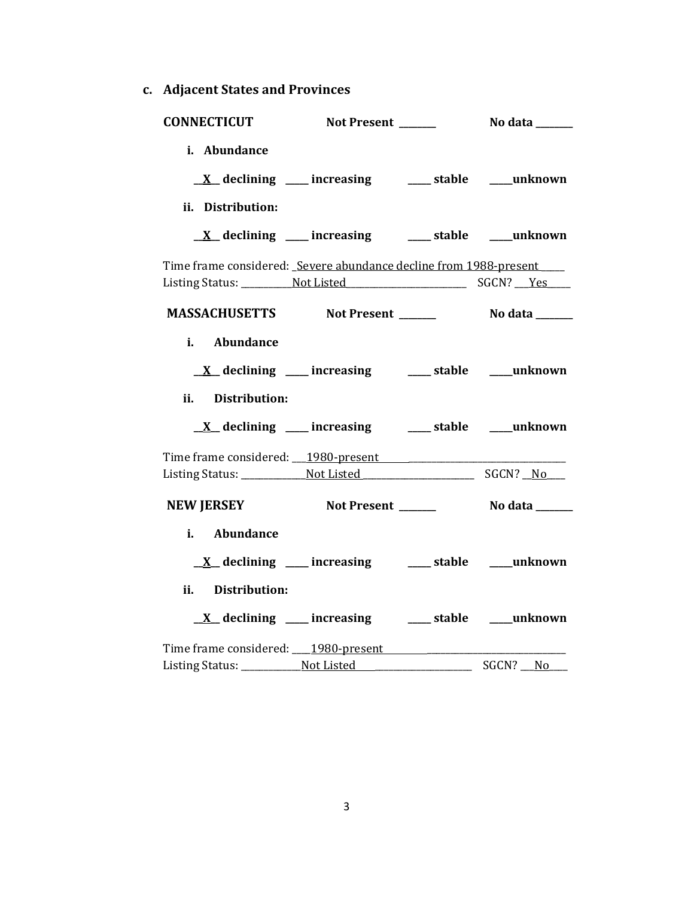### c. Adjacent States and Provinces

**CONNECTICUT** **Not Present \_\_\_\_\_\_\_** **No data \_\_\_\_\_\_\_**

**i. Abundance**

**\_\_X\_\_ declining \_\_\_\_ increasing \_\_\_\_ stable \_\_\_\_unknown**

**ii. Distribution:**

**\_\_X\_\_ declining \_\_\_\_ increasing \_\_\_\_ stable \_\_\_\_unknown**

Time frame considered: Severe abundance decline from 1988-present
Listing Status: Not Listed SGCN? Yes

**MASSACHUSETTS** **Not Present \_\_\_\_\_\_\_** **No data \_\_\_\_\_\_\_**

**i. Abundance**

**\_\_X\_\_ declining \_\_\_\_ increasing \_\_\_\_ stable \_\_\_\_unknown**

**ii. Distribution:**

**\_\_X\_\_ declining \_\_\_\_ increasing \_\_\_\_ stable \_\_\_\_unknown**

Time frame considered: 1980-present
Listing Status: Not Listed SGCN? No

**NEW JERSEY** **Not Present \_\_\_\_\_\_\_** **No data \_\_\_\_\_\_\_**

**i. Abundance**

**\_\_X\_\_ declining \_\_\_\_ increasing \_\_\_\_ stable \_\_\_\_unknown**

**ii. Distribution:**

**\_\_X\_\_ declining \_\_\_\_ increasing \_\_\_\_ stable \_\_\_\_unknown**

Time frame considered: 1980-present
Listing Status: Not Listed SGCN? No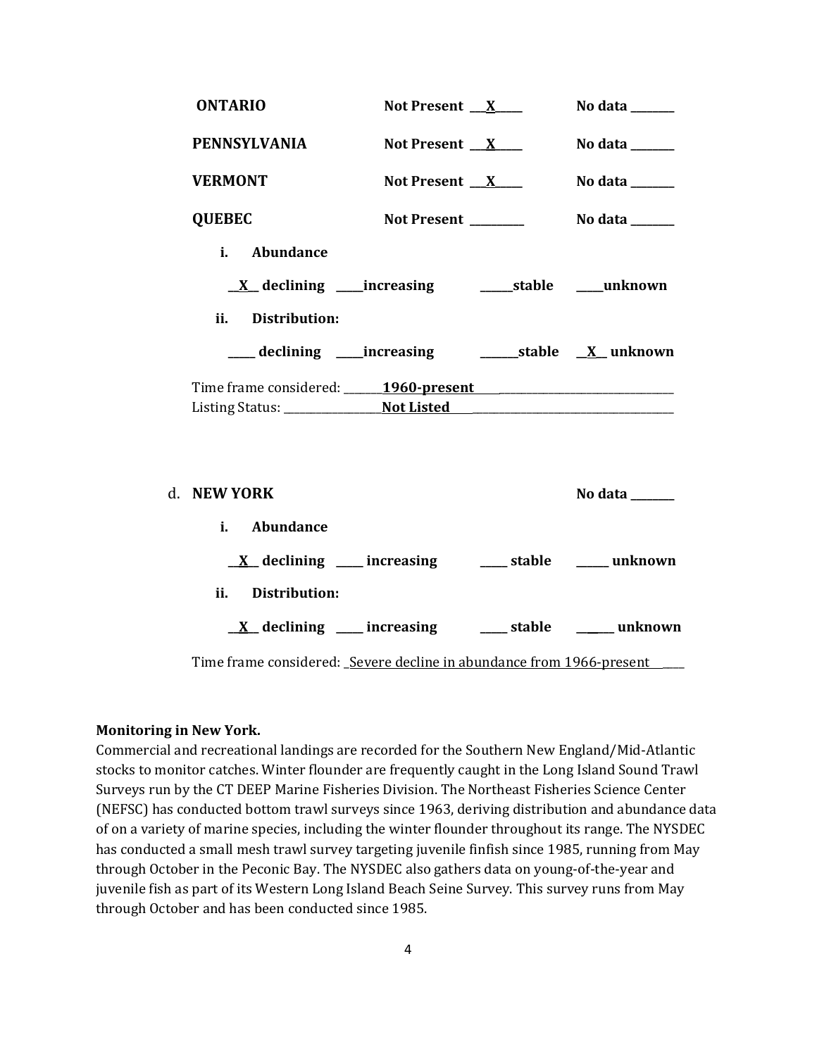**ONTARIO** Not Present __X__ No data ______

**PENNSYLVANIA** Not Present __X__ No data ______

**VERMONT** Not Present __X__ No data ______

**QUEBEC** Not Present ______ No data ______

**i. Abundance**

__X__ declining ____increasing _____stable ____unknown

**ii. Distribution:**

____ declining ____increasing ______stable __X__ unknown

Time frame considered: ______**1960-present**______

Listing Status: ______**Not Listed**______

d. **NEW YORK** No data ______

**i. Abundance**

__X__ declining ____ increasing ____ stable _____ unknown

**ii. Distribution:**

__X__ declining ____ increasing ____ stable _____ unknown

Time frame considered: Severe decline in abundance from 1966-present

**Monitoring in New York.**

Commercial and recreational landings are recorded for the Southern New England/Mid-Atlantic stocks to monitor catches. Winter flounder are frequently caught in the Long Island Sound Trawl Surveys run by the CT DEEP Marine Fisheries Division. The Northeast Fisheries Science Center (NEFSC) has conducted bottom trawl surveys since 1963, deriving distribution and abundance data of on a variety of marine species, including the winter flounder throughout its range. The NYSDEC has conducted a small mesh trawl survey targeting juvenile finfish since 1985, running from May through October in the Peconic Bay. The NYSDEC also gathers data on young-of-the-year and juvenile fish as part of its Western Long Island Beach Seine Survey. This survey runs from May through October and has been conducted since 1985.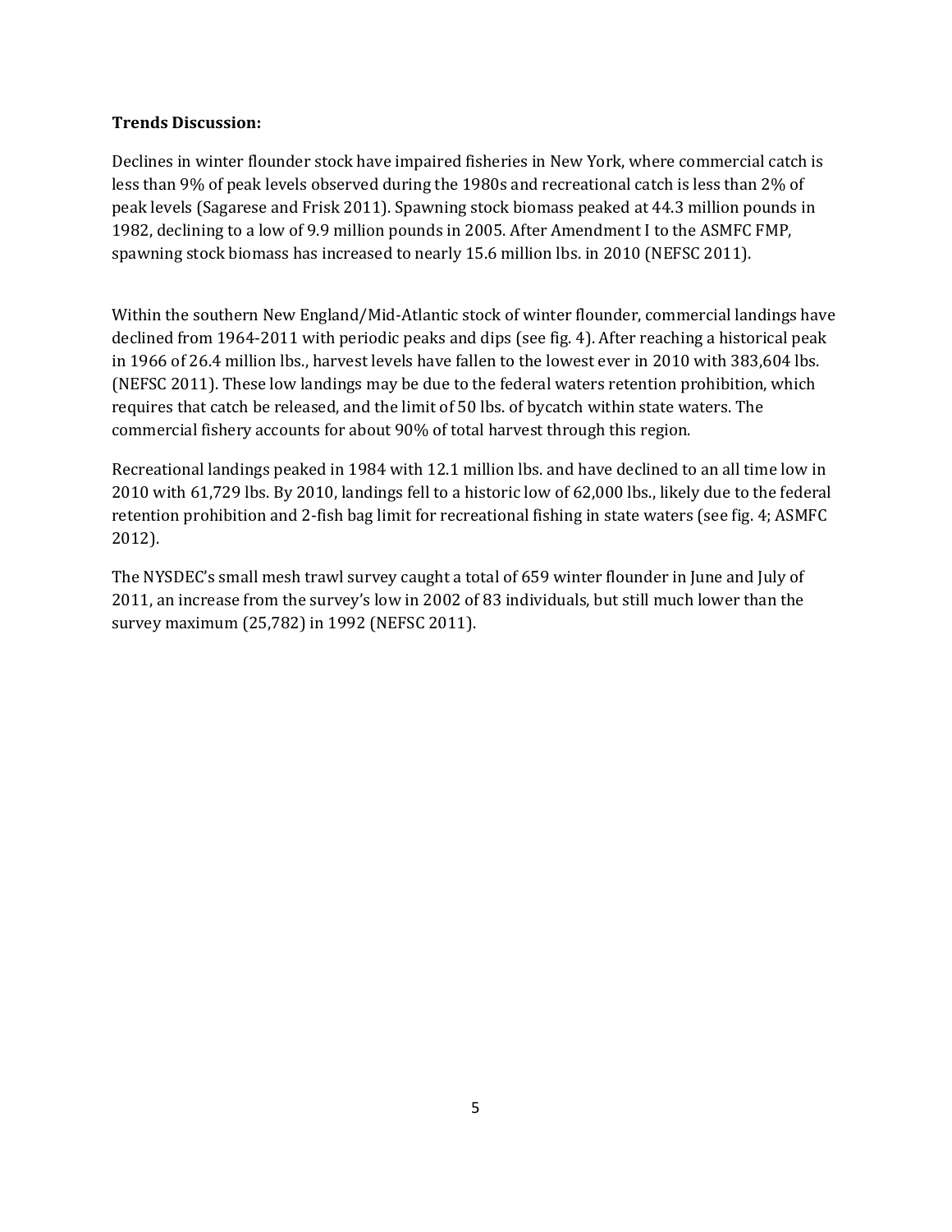**Trends Discussion:**

Declines in winter flounder stock have impaired fisheries in New York, where commercial catch is less than 9% of peak levels observed during the 1980s and recreational catch is less than 2% of peak levels (Sagarese and Frisk 2011). Spawning stock biomass peaked at 44.3 million pounds in 1982, declining to a low of 9.9 million pounds in 2005. After Amendment I to the ASMFC FMP, spawning stock biomass has increased to nearly 15.6 million lbs. in 2010 (NEFSC 2011).

Within the southern New England/Mid-Atlantic stock of winter flounder, commercial landings have declined from 1964-2011 with periodic peaks and dips (see fig. 4). After reaching a historical peak in 1966 of 26.4 million lbs., harvest levels have fallen to the lowest ever in 2010 with 383,604 lbs. (NEFSC 2011). These low landings may be due to the federal waters retention prohibition, which requires that catch be released, and the limit of 50 lbs. of bycatch within state waters. The commercial fishery accounts for about 90% of total harvest through this region.

Recreational landings peaked in 1984 with 12.1 million lbs. and have declined to an all time low in 2010 with 61,729 lbs. By 2010, landings fell to a historic low of 62,000 lbs., likely due to the federal retention prohibition and 2-fish bag limit for recreational fishing in state waters (see fig. 4; ASMFC 2012).

The NYSDEC's small mesh trawl survey caught a total of 659 winter flounder in June and July of 2011, an increase from the survey's low in 2002 of 83 individuals, but still much lower than the survey maximum (25,782) in 1992 (NEFSC 2011).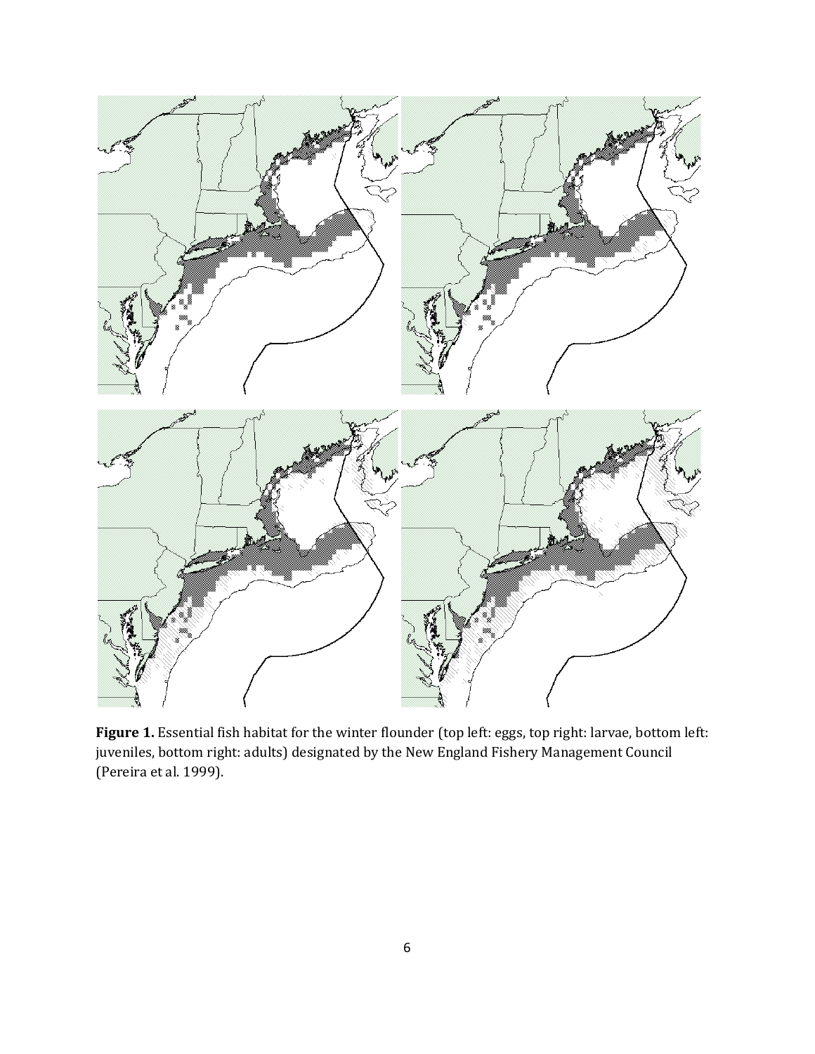**Figure 1.** Essential fish habitat for the winter flounder (top left: eggs, top right: larvae, bottom left: juveniles, bottom right: adults) designated by the New England Fishery Management Council (Pereira et al. 1999).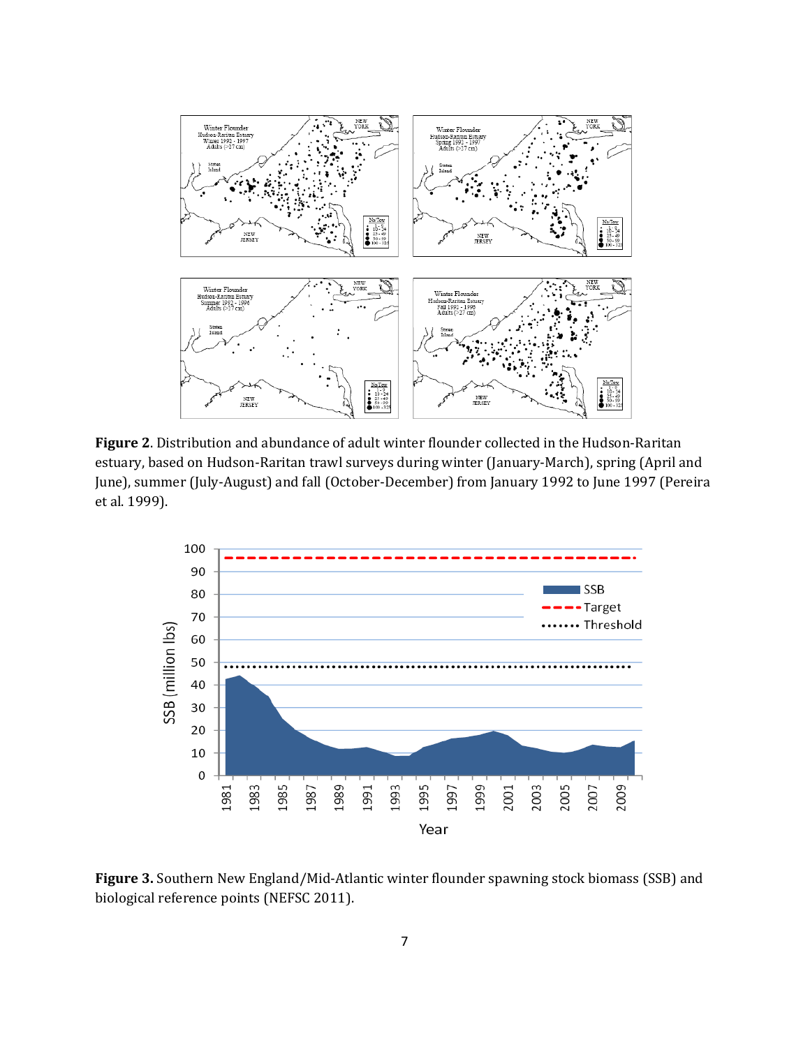**Figure 2**. Distribution and abundance of adult winter flounder collected in the Hudson-Raritan estuary, based on Hudson-Raritan trawl surveys during winter (January-March), spring (April and June), summer (July-August) and fall (October-December) from January 1992 to June 1997 (Pereira et al. 1999).

**Figure 3.** Southern New England/Mid-Atlantic winter flounder spawning stock biomass (SSB) and biological reference points (NEFSC 2011).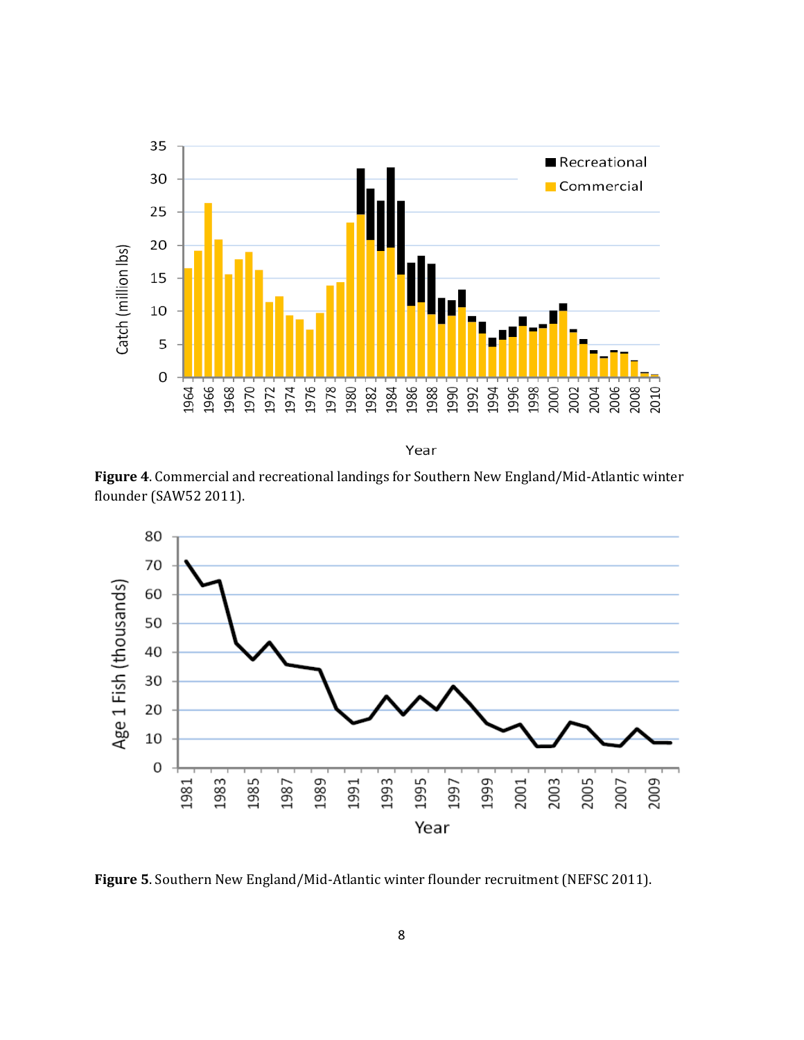**Figure 4**. Commercial and recreational landings for Southern New England/Mid-Atlantic winter flounder (SAW52 2011).

**Figure 5**. Southern New England/Mid-Atlantic winter flounder recruitment (NEFSC 2011).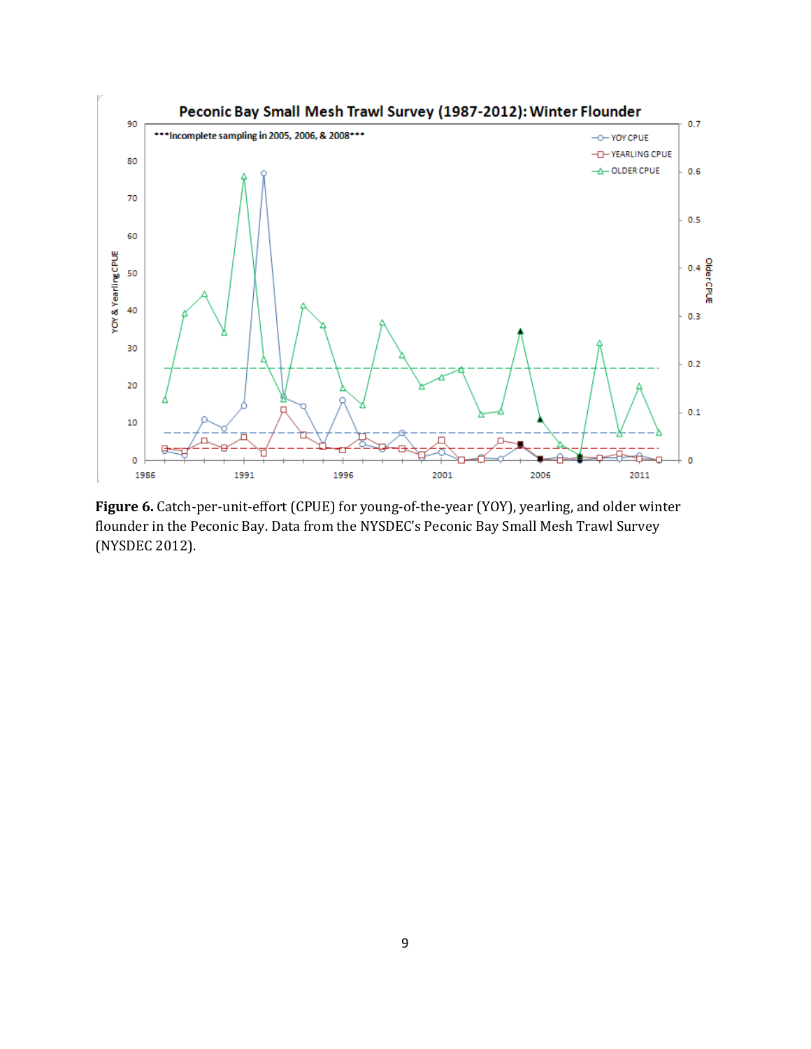**Figure 6.** Catch-per-unit-effort (CPUE) for young-of-the-year (YOY), yearling, and older winter flounder in the Peconic Bay. Data from the NYSDEC's Peconic Bay Small Mesh Trawl Survey (NYSDEC 2012).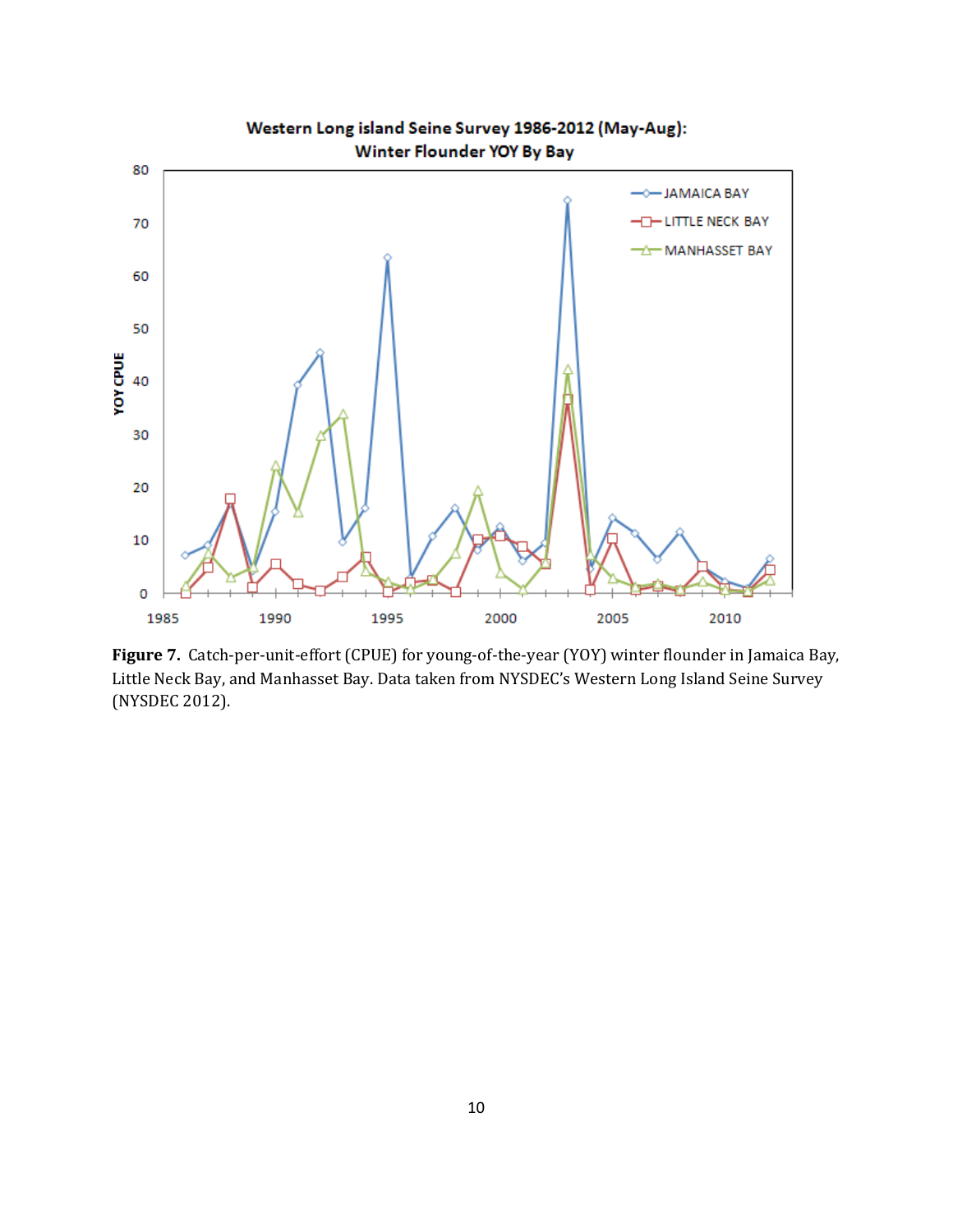**Figure 7.** Catch-per-unit-effort (CPUE) for young-of-the-year (YOY) winter flounder in Jamaica Bay, Little Neck Bay, and Manhasset Bay. Data taken from NYSDEC's Western Long Island Seine Survey (NYSDEC 2012).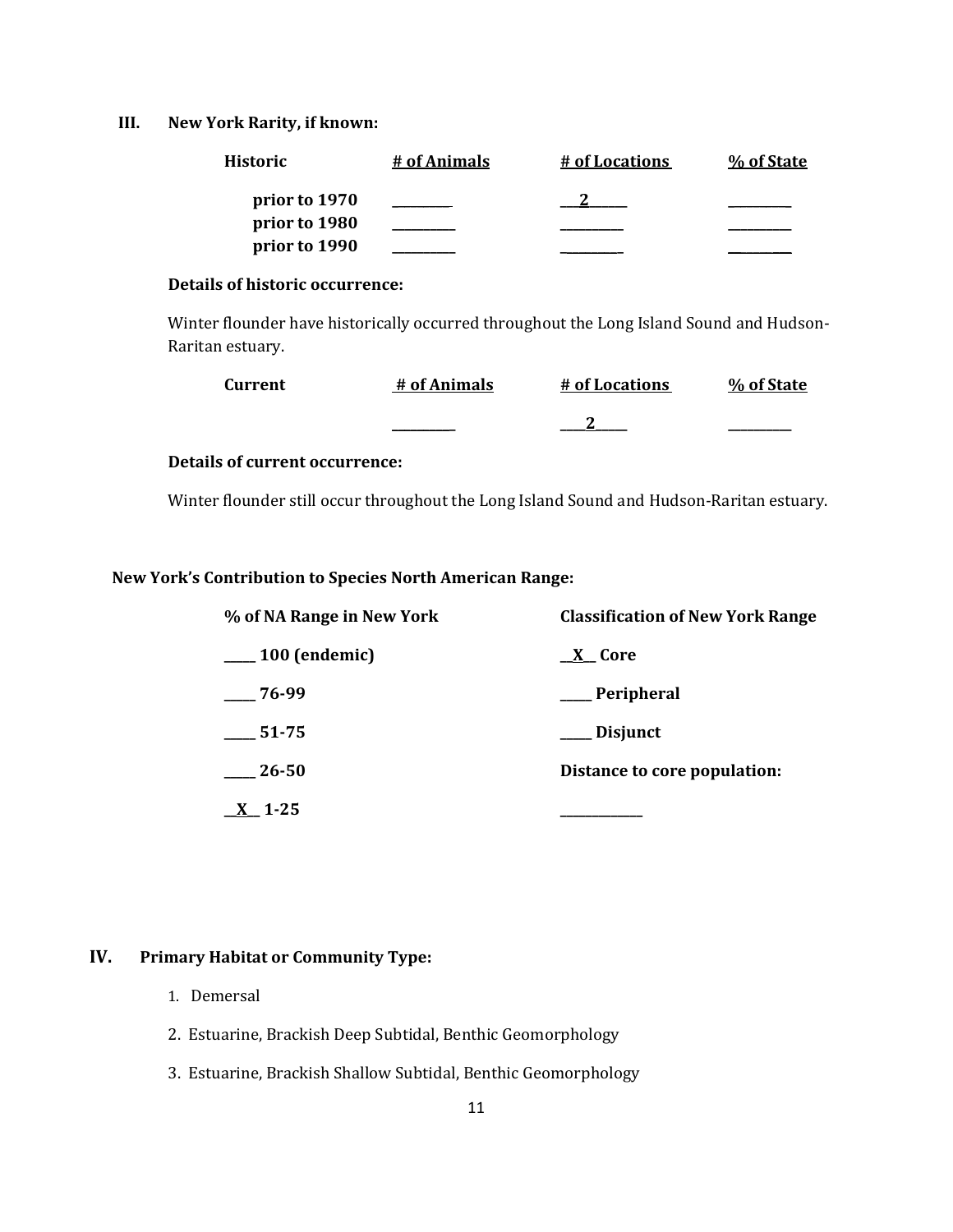### III. New York Rarity, if known:

| Historic | # of Animals | # of Locations | % of State |
|---|---|---|---|
| prior to 1970 | _________ | ___2_____ | _________ |
| prior to 1980 | _________ | _________ | _________ |
| prior to 1990 | _________ | _________ | _________ |

**Details of historic occurrence:**

Winter flounder have historically occurred throughout the Long Island Sound and Hudson-Raritan estuary.

| Current | # of Animals | # of Locations | % of State |
|---|---|---|---|
| | _________ | ____2_____ | _________ |

**Details of current occurrence:**

Winter flounder still occur throughout the Long Island Sound and Hudson-Raritan estuary.

**New York's Contribution to Species North American Range:**

| % of NA Range in New York | Classification of New York Range |
|---|---|
| _____ 100 (endemic) | __X__ Core |
| _____ 76-99 | _____ Peripheral |
| _____ 51-75 | _____ Disjunct |
| _____ 26-50 | Distance to core population: |
| __X__ 1-25 | ___________ |

### IV. Primary Habitat or Community Type:

1. Demersal
2. Estuarine, Brackish Deep Subtidal, Benthic Geomorphology
3. Estuarine, Brackish Shallow Subtidal, Benthic Geomorphology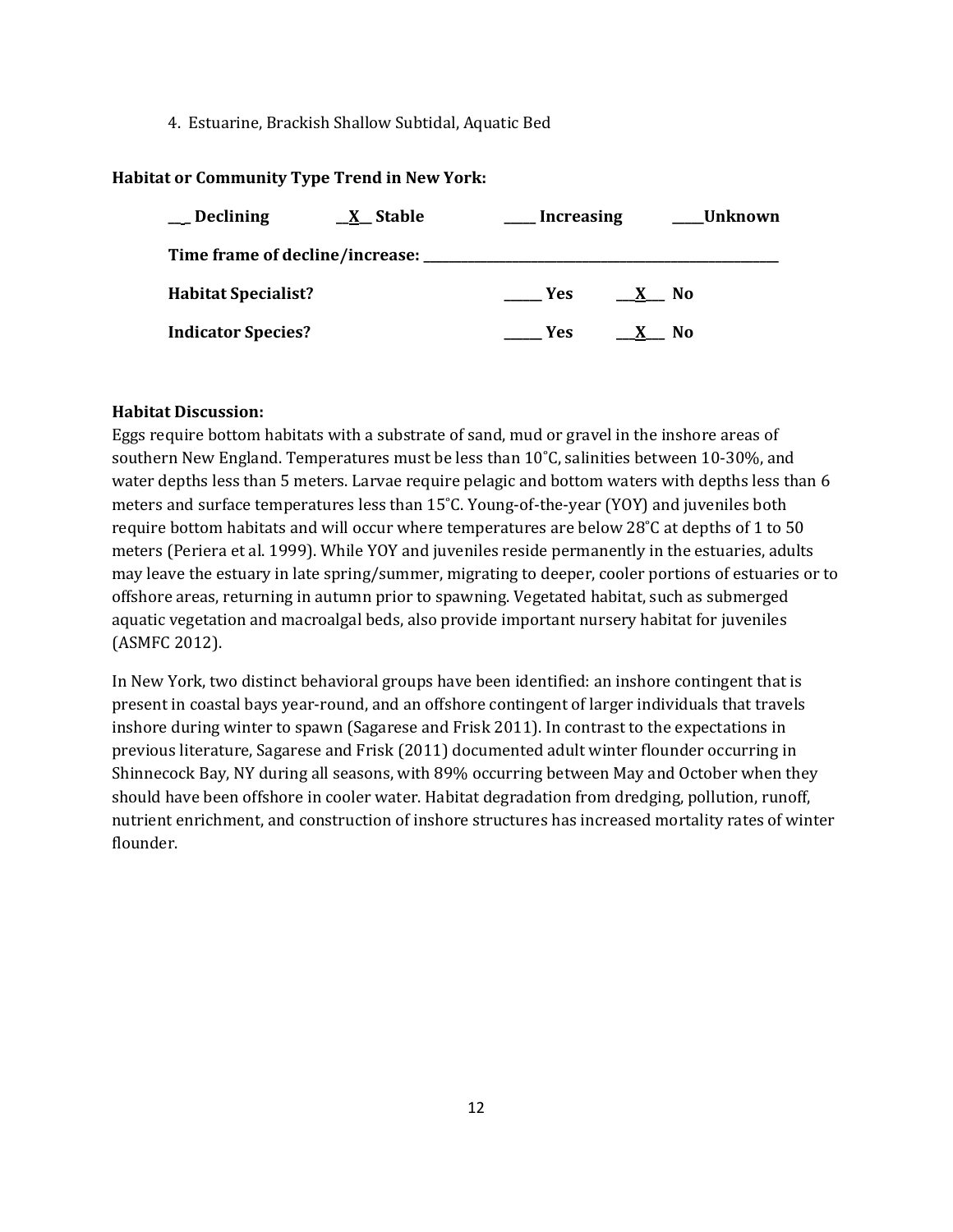4. Estuarine, Brackish Shallow Subtidal, Aquatic Bed

**Habitat or Community Type Trend in New York:**

__ Declining __X__ Stable _____ Increasing _____Unknown

**Time frame of decline/increase:** ______________________________

**Habitat Specialist?** ______ Yes __X__ No

**Indicator Species?** ______ Yes __X__ No

**Habitat Discussion:**

Eggs require bottom habitats with a substrate of sand, mud or gravel in the inshore areas of southern New England. Temperatures must be less than 10˚C, salinities between 10-30%, and water depths less than 5 meters. Larvae require pelagic and bottom waters with depths less than 6 meters and surface temperatures less than 15˚C. Young-of-the-year (YOY) and juveniles both require bottom habitats and will occur where temperatures are below 28˚C at depths of 1 to 50 meters (Periera et al. 1999). While YOY and juveniles reside permanently in the estuaries, adults may leave the estuary in late spring/summer, migrating to deeper, cooler portions of estuaries or to offshore areas, returning in autumn prior to spawning. Vegetated habitat, such as submerged aquatic vegetation and macroalgal beds, also provide important nursery habitat for juveniles (ASMFC 2012).

In New York, two distinct behavioral groups have been identified: an inshore contingent that is present in coastal bays year-round, and an offshore contingent of larger individuals that travels inshore during winter to spawn (Sagarese and Frisk 2011). In contrast to the expectations in previous literature, Sagarese and Frisk (2011) documented adult winter flounder occurring in Shinnecock Bay, NY during all seasons, with 89% occurring between May and October when they should have been offshore in cooler water. Habitat degradation from dredging, pollution, runoff, nutrient enrichment, and construction of inshore structures has increased mortality rates of winter flounder.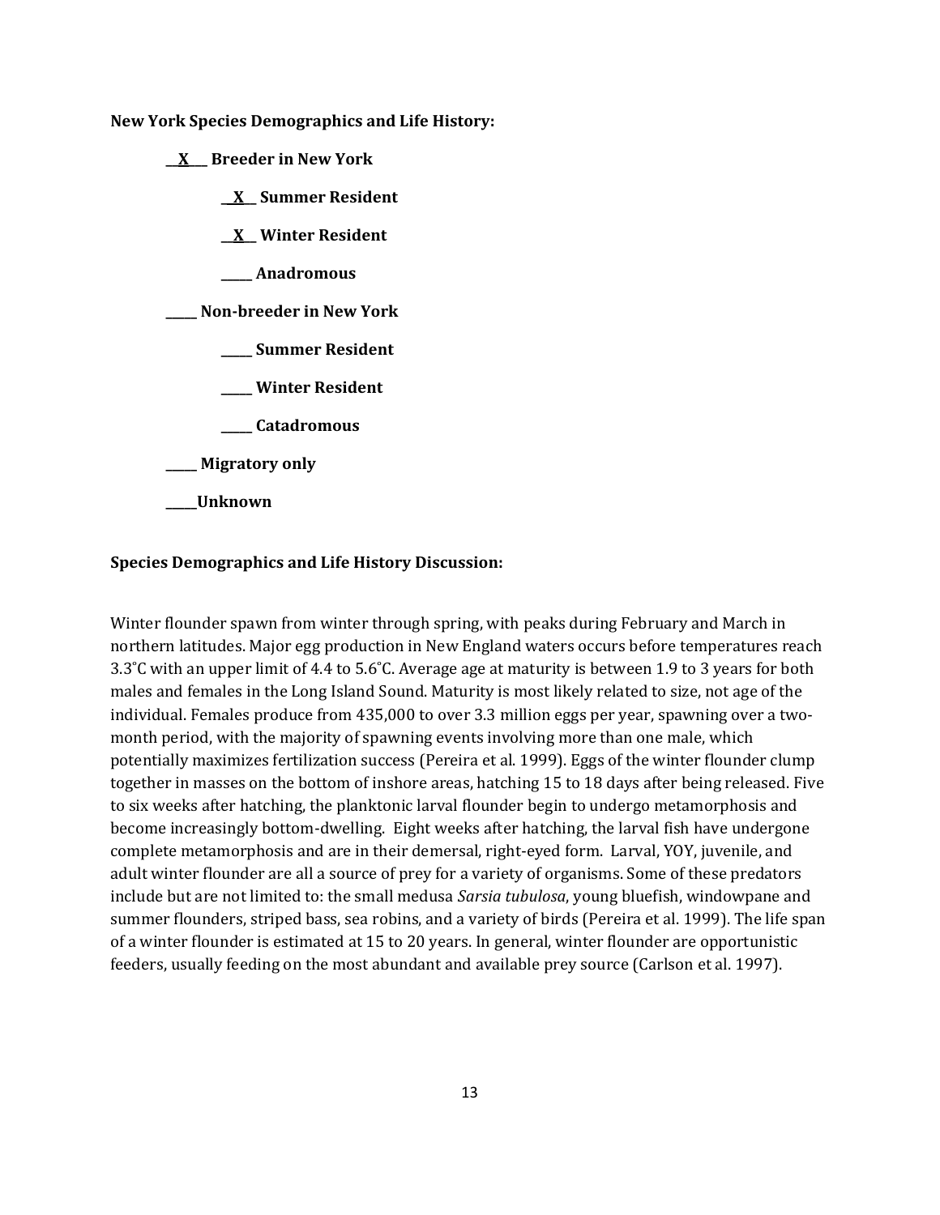**New York Species Demographics and Life History:**

__X__ **Breeder in New York**

__X__ **Summer Resident**

__X__ **Winter Resident**

_____ **Anadromous**

_____ **Non-breeder in New York**

_____ **Summer Resident**

_____ **Winter Resident**

_____ **Catadromous**

_____ **Migratory only**

_____**Unknown**

**Species Demographics and Life History Discussion:**

Winter flounder spawn from winter through spring, with peaks during February and March in northern latitudes. Major egg production in New England waters occurs before temperatures reach 3.3˚C with an upper limit of 4.4 to 5.6˚C. Average age at maturity is between 1.9 to 3 years for both males and females in the Long Island Sound. Maturity is most likely related to size, not age of the individual. Females produce from 435,000 to over 3.3 million eggs per year, spawning over a two-month period, with the majority of spawning events involving more than one male, which potentially maximizes fertilization success (Pereira et al. 1999). Eggs of the winter flounder clump together in masses on the bottom of inshore areas, hatching 15 to 18 days after being released. Five to six weeks after hatching, the planktonic larval flounder begin to undergo metamorphosis and become increasingly bottom-dwelling. Eight weeks after hatching, the larval fish have undergone complete metamorphosis and are in their demersal, right-eyed form. Larval, YOY, juvenile, and adult winter flounder are all a source of prey for a variety of organisms. Some of these predators include but are not limited to: the small medusa *Sarsia tubulosa*, young bluefish, windowpane and summer flounders, striped bass, sea robins, and a variety of birds (Pereira et al. 1999). The life span of a winter flounder is estimated at 15 to 20 years. In general, winter flounder are opportunistic feeders, usually feeding on the most abundant and available prey source (Carlson et al. 1997).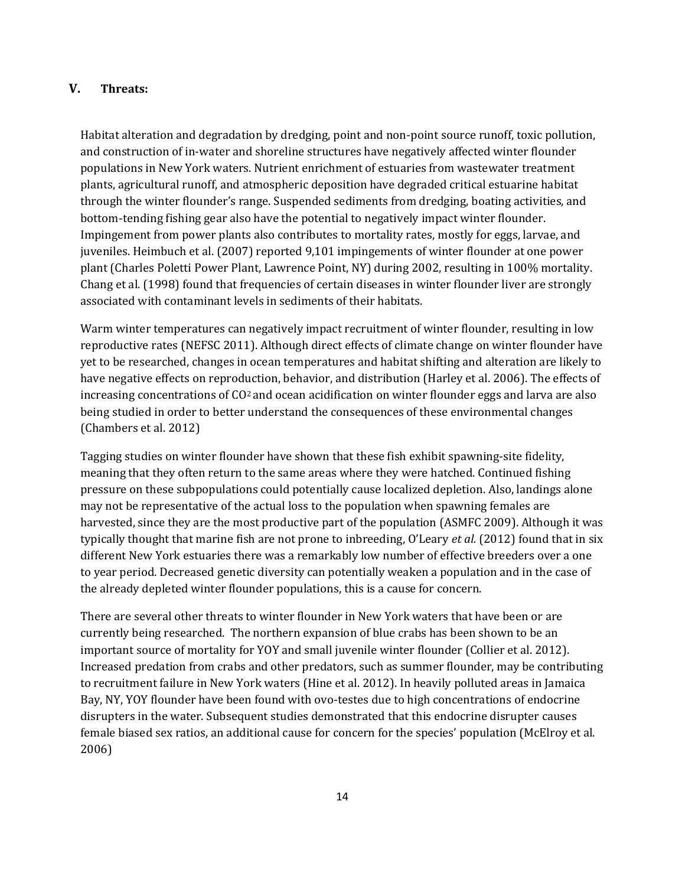## V. Threats:

Habitat alteration and degradation by dredging, point and non-point source runoff, toxic pollution, and construction of in-water and shoreline structures have negatively affected winter flounder populations in New York waters. Nutrient enrichment of estuaries from wastewater treatment plants, agricultural runoff, and atmospheric deposition have degraded critical estuarine habitat through the winter flounder's range. Suspended sediments from dredging, boating activities, and bottom-tending fishing gear also have the potential to negatively impact winter flounder. Impingement from power plants also contributes to mortality rates, mostly for eggs, larvae, and juveniles. Heimbuch et al. (2007) reported 9,101 impingements of winter flounder at one power plant (Charles Poletti Power Plant, Lawrence Point, NY) during 2002, resulting in 100% mortality. Chang et al. (1998) found that frequencies of certain diseases in winter flounder liver are strongly associated with contaminant levels in sediments of their habitats.

Warm winter temperatures can negatively impact recruitment of winter flounder, resulting in low reproductive rates (NEFSC 2011). Although direct effects of climate change on winter flounder have yet to be researched, changes in ocean temperatures and habitat shifting and alteration are likely to have negative effects on reproduction, behavior, and distribution (Harley et al. 2006). The effects of increasing concentrations of $CO_2$ and ocean acidification on winter flounder eggs and larva are also being studied in order to better understand the consequences of these environmental changes (Chambers et al. 2012)

Tagging studies on winter flounder have shown that these fish exhibit spawning-site fidelity, meaning that they often return to the same areas where they were hatched. Continued fishing pressure on these subpopulations could potentially cause localized depletion. Also, landings alone may not be representative of the actual loss to the population when spawning females are harvested, since they are the most productive part of the population (ASMFC 2009). Although it was typically thought that marine fish are not prone to inbreeding, O'Leary *et al.* (2012) found that in six different New York estuaries there was a remarkably low number of effective breeders over a one to year period. Decreased genetic diversity can potentially weaken a population and in the case of the already depleted winter flounder populations, this is a cause for concern.

There are several other threats to winter flounder in New York waters that have been or are currently being researched. The northern expansion of blue crabs has been shown to be an important source of mortality for YOY and small juvenile winter flounder (Collier et al. 2012). Increased predation from crabs and other predators, such as summer flounder, may be contributing to recruitment failure in New York waters (Hine et al. 2012). In heavily polluted areas in Jamaica Bay, NY, YOY flounder have been found with ovo-testes due to high concentrations of endocrine disrupters in the water. Subsequent studies demonstrated that this endocrine disrupter causes female biased sex ratios, an additional cause for concern for the species' population (McElroy et al. 2006)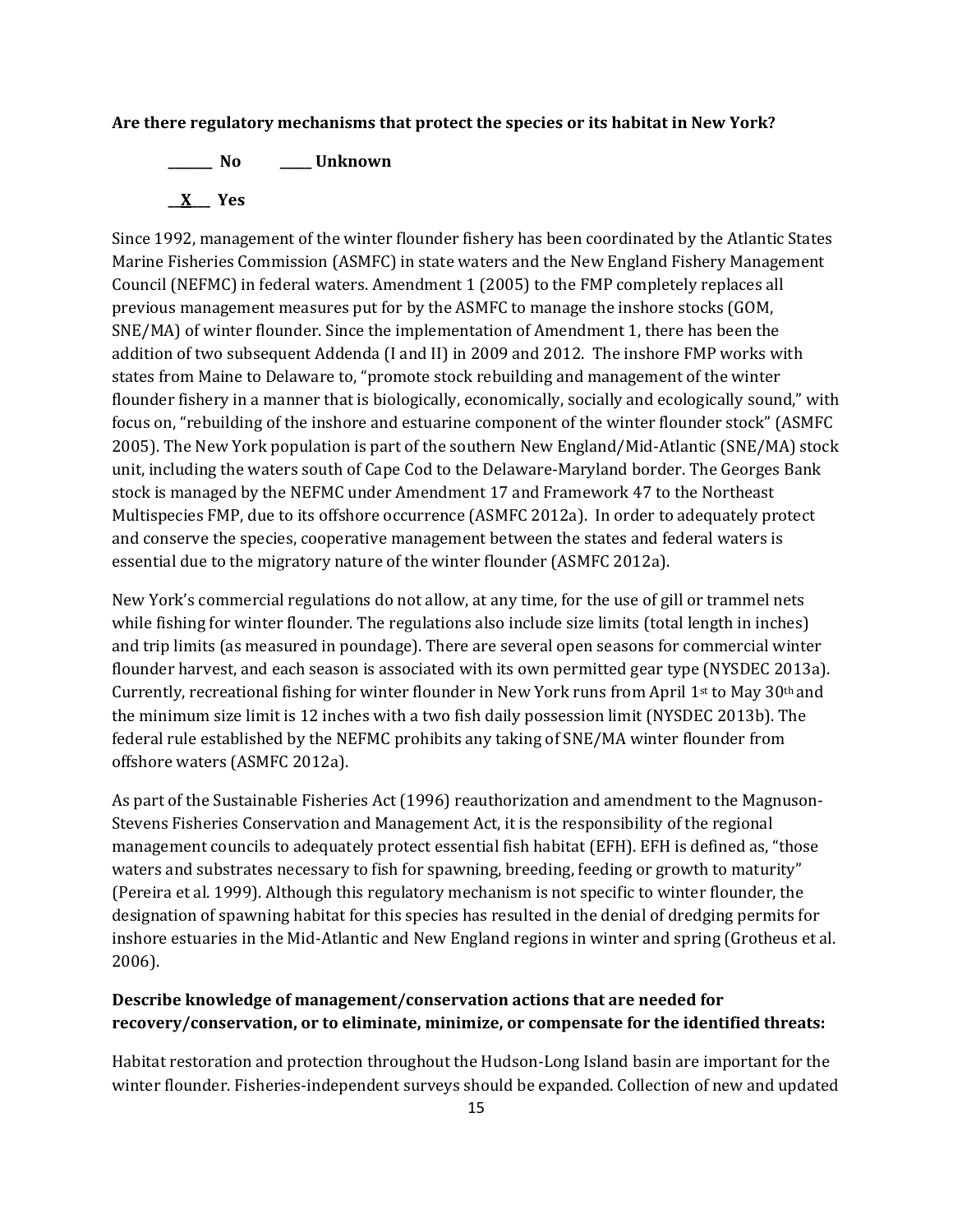**Are there regulatory mechanisms that protect the species or its habitat in New York?**

**_______ No** **_____ Unknown**

**__X___ Yes**

Since 1992, management of the winter flounder fishery has been coordinated by the Atlantic States Marine Fisheries Commission (ASMFC) in state waters and the New England Fishery Management Council (NEFMC) in federal waters. Amendment 1 (2005) to the FMP completely replaces all previous management measures put for by the ASMFC to manage the inshore stocks (GOM, SNE/MA) of winter flounder. Since the implementation of Amendment 1, there has been the addition of two subsequent Addenda (I and II) in 2009 and 2012. The inshore FMP works with states from Maine to Delaware to, "promote stock rebuilding and management of the winter flounder fishery in a manner that is biologically, economically, socially and ecologically sound," with focus on, "rebuilding of the inshore and estuarine component of the winter flounder stock" (ASMFC 2005). The New York population is part of the southern New England/Mid-Atlantic (SNE/MA) stock unit, including the waters south of Cape Cod to the Delaware-Maryland border. The Georges Bank stock is managed by the NEFMC under Amendment 17 and Framework 47 to the Northeast Multispecies FMP, due to its offshore occurrence (ASMFC 2012a). In order to adequately protect and conserve the species, cooperative management between the states and federal waters is essential due to the migratory nature of the winter flounder (ASMFC 2012a).

New York's commercial regulations do not allow, at any time, for the use of gill or trammel nets while fishing for winter flounder. The regulations also include size limits (total length in inches) and trip limits (as measured in poundage). There are several open seasons for commercial winter flounder harvest, and each season is associated with its own permitted gear type (NYSDEC 2013a). Currently, recreational fishing for winter flounder in New York runs from April 1st to May 30th and the minimum size limit is 12 inches with a two fish daily possession limit (NYSDEC 2013b). The federal rule established by the NEFMC prohibits any taking of SNE/MA winter flounder from offshore waters (ASMFC 2012a).

As part of the Sustainable Fisheries Act (1996) reauthorization and amendment to the Magnuson-Stevens Fisheries Conservation and Management Act, it is the responsibility of the regional management councils to adequately protect essential fish habitat (EFH). EFH is defined as, "those waters and substrates necessary to fish for spawning, breeding, feeding or growth to maturity" (Pereira et al. 1999). Although this regulatory mechanism is not specific to winter flounder, the designation of spawning habitat for this species has resulted in the denial of dredging permits for inshore estuaries in the Mid-Atlantic and New England regions in winter and spring (Grotheus et al. 2006).

**Describe knowledge of management/conservation actions that are needed for recovery/conservation, or to eliminate, minimize, or compensate for the identified threats:**

Habitat restoration and protection throughout the Hudson-Long Island basin are important for the winter flounder. Fisheries-independent surveys should be expanded. Collection of new and updated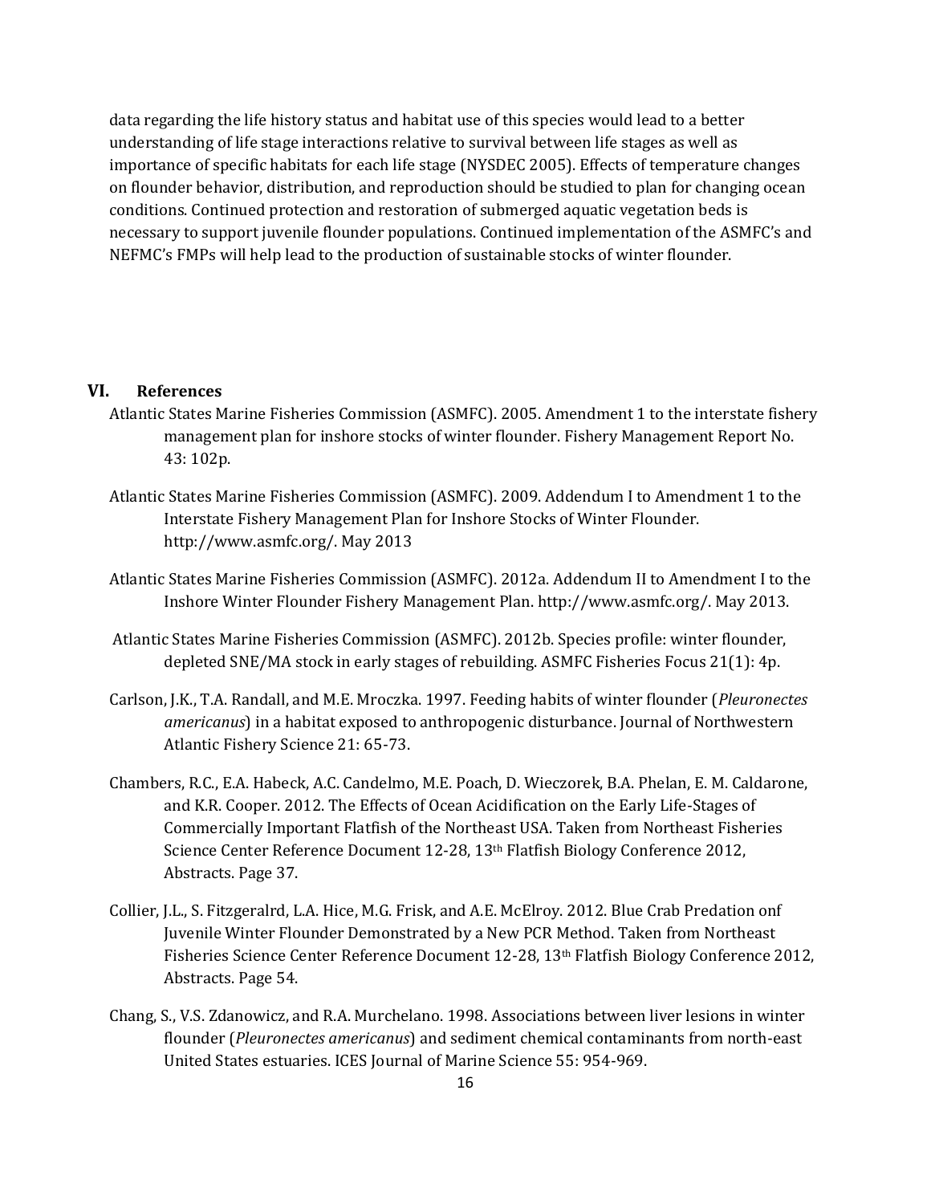data regarding the life history status and habitat use of this species would lead to a better understanding of life stage interactions relative to survival between life stages as well as importance of specific habitats for each life stage (NYSDEC 2005). Effects of temperature changes on flounder behavior, distribution, and reproduction should be studied to plan for changing ocean conditions. Continued protection and restoration of submerged aquatic vegetation beds is necessary to support juvenile flounder populations. Continued implementation of the ASMFC's and NEFMC's FMPs will help lead to the production of sustainable stocks of winter flounder.

## VI. References

Atlantic States Marine Fisheries Commission (ASMFC). 2005. Amendment 1 to the interstate fishery management plan for inshore stocks of winter flounder. Fishery Management Report No. 43: 102p.

Atlantic States Marine Fisheries Commission (ASMFC). 2009. Addendum I to Amendment 1 to the Interstate Fishery Management Plan for Inshore Stocks of Winter Flounder. http://www.asmfc.org/. May 2013

Atlantic States Marine Fisheries Commission (ASMFC). 2012a. Addendum II to Amendment I to the Inshore Winter Flounder Fishery Management Plan. http://www.asmfc.org/. May 2013.

Atlantic States Marine Fisheries Commission (ASMFC). 2012b. Species profile: winter flounder, depleted SNE/MA stock in early stages of rebuilding. ASMFC Fisheries Focus 21(1): 4p.

Carlson, J.K., T.A. Randall, and M.E. Mroczka. 1997. Feeding habits of winter flounder (*Pleuronectes americanus*) in a habitat exposed to anthropogenic disturbance. Journal of Northwestern Atlantic Fishery Science 21: 65-73.

Chambers, R.C., E.A. Habeck, A.C. Candelmo, M.E. Poach, D. Wieczorek, B.A. Phelan, E. M. Caldarone, and K.R. Cooper. 2012. The Effects of Ocean Acidification on the Early Life-Stages of Commercially Important Flatfish of the Northeast USA. Taken from Northeast Fisheries Science Center Reference Document 12-28, 13th Flatfish Biology Conference 2012, Abstracts. Page 37.

Collier, J.L., S. Fitzgeralrd, L.A. Hice, M.G. Frisk, and A.E. McElroy. 2012. Blue Crab Predation onf Juvenile Winter Flounder Demonstrated by a New PCR Method. Taken from Northeast Fisheries Science Center Reference Document 12-28, 13th Flatfish Biology Conference 2012, Abstracts. Page 54.

Chang, S., V.S. Zdanowicz, and R.A. Murchelano. 1998. Associations between liver lesions in winter flounder (*Pleuronectes americanus*) and sediment chemical contaminants from north-east United States estuaries. ICES Journal of Marine Science 55: 954-969.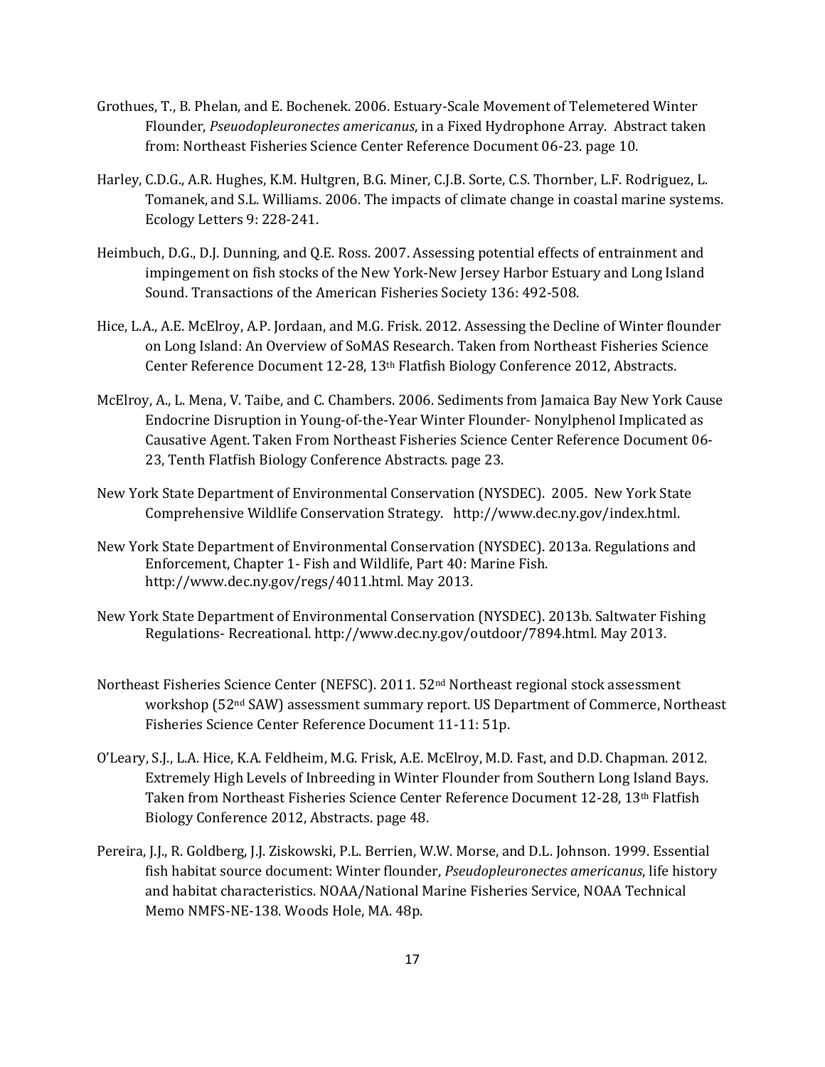Grothues, T., B. Phelan, and E. Bochenek. 2006. Estuary-Scale Movement of Telemetered Winter Flounder, *Pseudopleuronectes americanus*, in a Fixed Hydrophone Array. Abstract taken from: Northeast Fisheries Science Center Reference Document 06-23. page 10.

Harley, C.D.G., A.R. Hughes, K.M. Hultgren, B.G. Miner, C.J.B. Sorte, C.S. Thornber, L.F. Rodriguez, L. Tomanek, and S.L. Williams. 2006. The impacts of climate change in coastal marine systems. Ecology Letters 9: 228-241.

Heimbuch, D.G., D.J. Dunning, and Q.E. Ross. 2007. Assessing potential effects of entrainment and impingement on fish stocks of the New York-New Jersey Harbor Estuary and Long Island Sound. Transactions of the American Fisheries Society 136: 492-508.

Hice, L.A., A.E. McElroy, A.P. Jordaan, and M.G. Frisk. 2012. Assessing the Decline of Winter flounder on Long Island: An Overview of SoMAS Research. Taken from Northeast Fisheries Science Center Reference Document 12-28, 13th Flatfish Biology Conference 2012, Abstracts.

McElroy, A., L. Mena, V. Taibe, and C. Chambers. 2006. Sediments from Jamaica Bay New York Cause Endocrine Disruption in Young-of-the-Year Winter Flounder- Nonylphenol Implicated as Causative Agent. Taken From Northeast Fisheries Science Center Reference Document 06-23, Tenth Flatfish Biology Conference Abstracts. page 23.

New York State Department of Environmental Conservation (NYSDEC). 2005. New York State Comprehensive Wildlife Conservation Strategy. http://www.dec.ny.gov/index.html.

New York State Department of Environmental Conservation (NYSDEC). 2013a. Regulations and Enforcement, Chapter 1- Fish and Wildlife, Part 40: Marine Fish. http://www.dec.ny.gov/regs/4011.html. May 2013.

New York State Department of Environmental Conservation (NYSDEC). 2013b. Saltwater Fishing Regulations- Recreational. http://www.dec.ny.gov/outdoor/7894.html. May 2013.

Northeast Fisheries Science Center (NEFSC). 2011. 52nd Northeast regional stock assessment workshop (52nd SAW) assessment summary report. US Department of Commerce, Northeast Fisheries Science Center Reference Document 11-11: 51p.

O'Leary, S.J., L.A. Hice, K.A. Feldheim, M.G. Frisk, A.E. McElroy, M.D. Fast, and D.D. Chapman. 2012. Extremely High Levels of Inbreeding in Winter Flounder from Southern Long Island Bays. Taken from Northeast Fisheries Science Center Reference Document 12-28, 13th Flatfish Biology Conference 2012, Abstracts. page 48.

Pereira, J.J., R. Goldberg, J.J. Ziskowski, P.L. Berrien, W.W. Morse, and D.L. Johnson. 1999. Essential fish habitat source document: Winter flounder, *Pseudopleuronectes americanus*, life history and habitat characteristics. NOAA/National Marine Fisheries Service, NOAA Technical Memo NMFS-NE-138. Woods Hole, MA. 48p.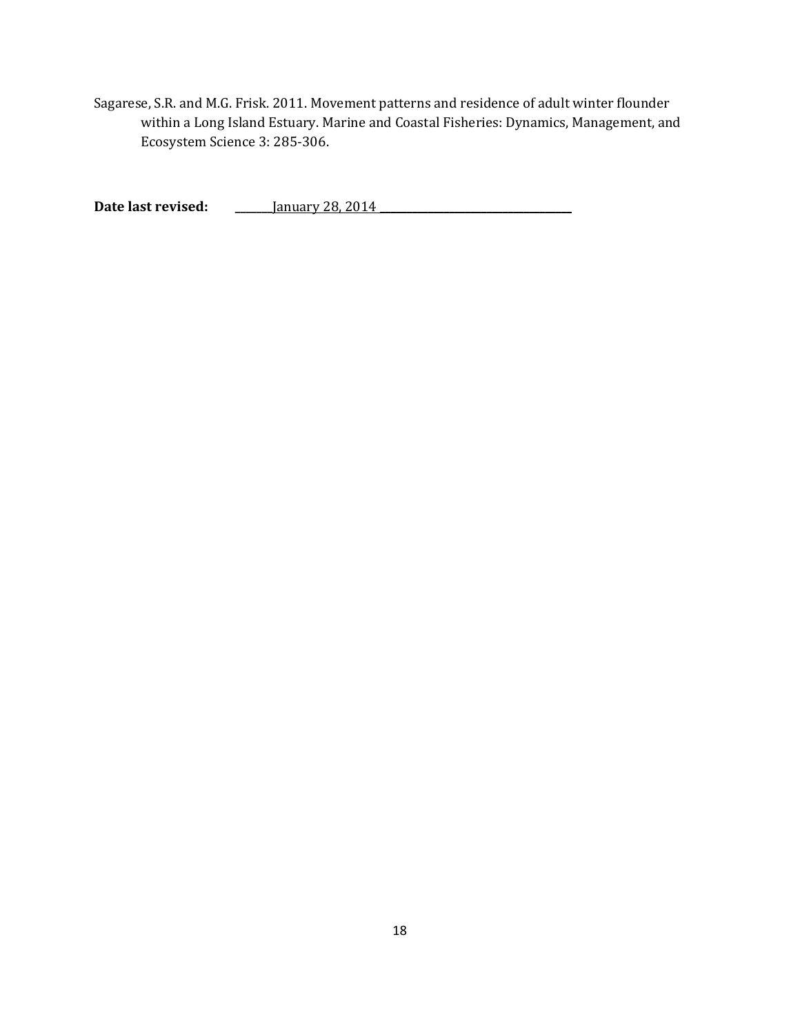Sagarese, S.R. and M.G. Frisk. 2011. Movement patterns and residence of adult winter flounder within a Long Island Estuary. Marine and Coastal Fisheries: Dynamics, Management, and Ecosystem Science 3: 285-306.

**Date last revised:** January 28, 2014